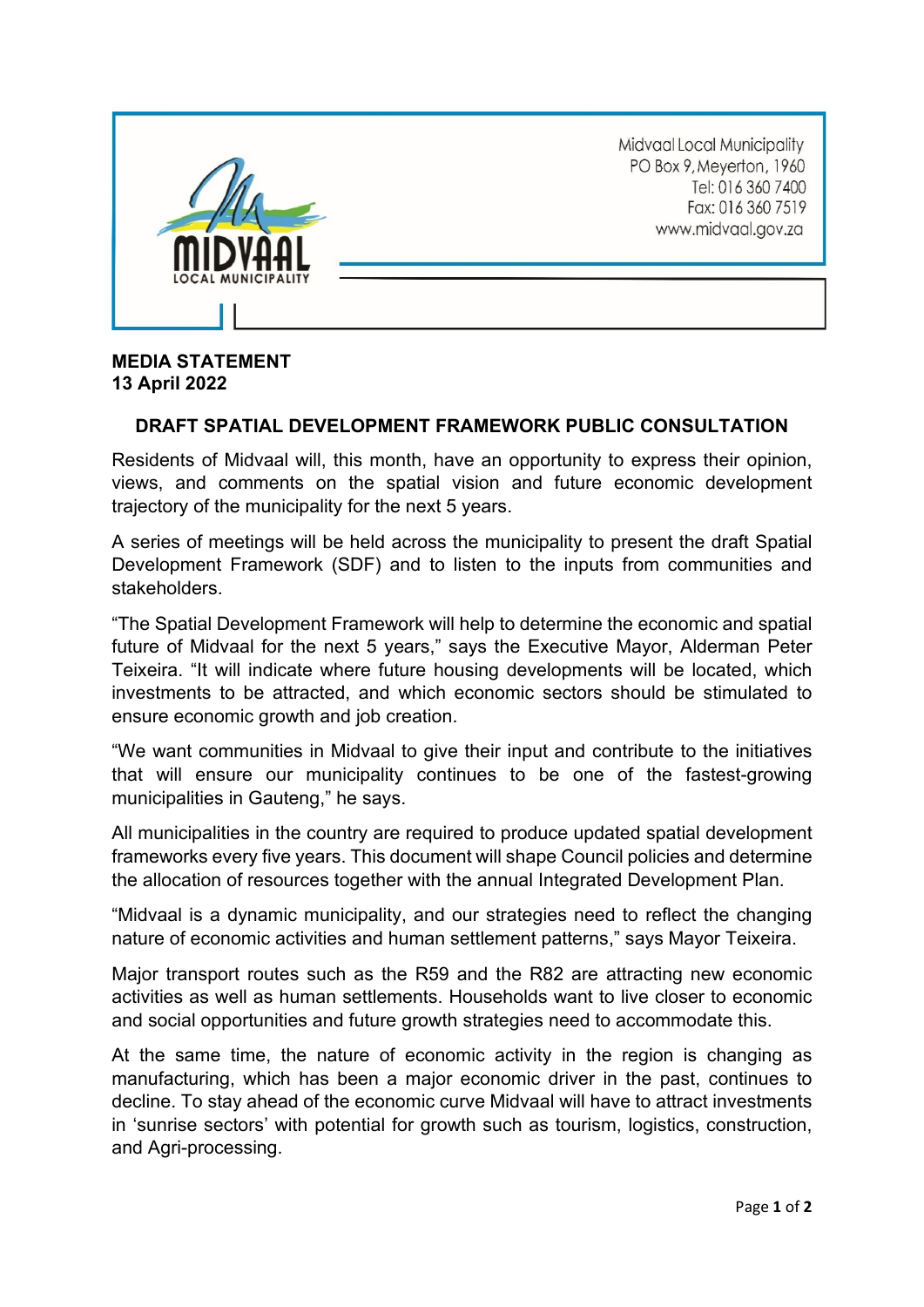Midvaal Local Municipality
PO Box 9, Meyerton, 1960
Tel: 016 360 7400
Fax: 016 360 7519
www.midvaal.gov.za

**MEDIA STATEMENT**
**13 April 2022**

## DRAFT SPATIAL DEVELOPMENT FRAMEWORK PUBLIC CONSULTATION

Residents of Midvaal will, this month, have an opportunity to express their opinion, views, and comments on the spatial vision and future economic development trajectory of the municipality for the next 5 years.

A series of meetings will be held across the municipality to present the draft Spatial Development Framework (SDF) and to listen to the inputs from communities and stakeholders.

"The Spatial Development Framework will help to determine the economic and spatial future of Midvaal for the next 5 years," says the Executive Mayor, Alderman Peter Teixeira. "It will indicate where future housing developments will be located, which investments to be attracted, and which economic sectors should be stimulated to ensure economic growth and job creation.

"We want communities in Midvaal to give their input and contribute to the initiatives that will ensure our municipality continues to be one of the fastest-growing municipalities in Gauteng," he says.

All municipalities in the country are required to produce updated spatial development frameworks every five years. This document will shape Council policies and determine the allocation of resources together with the annual Integrated Development Plan.

"Midvaal is a dynamic municipality, and our strategies need to reflect the changing nature of economic activities and human settlement patterns," says Mayor Teixeira.

Major transport routes such as the R59 and the R82 are attracting new economic activities as well as human settlements. Households want to live closer to economic and social opportunities and future growth strategies need to accommodate this.

At the same time, the nature of economic activity in the region is changing as manufacturing, which has been a major economic driver in the past, continues to decline. To stay ahead of the economic curve Midvaal will have to attract investments in 'sunrise sectors' with potential for growth such as tourism, logistics, construction, and Agri-processing.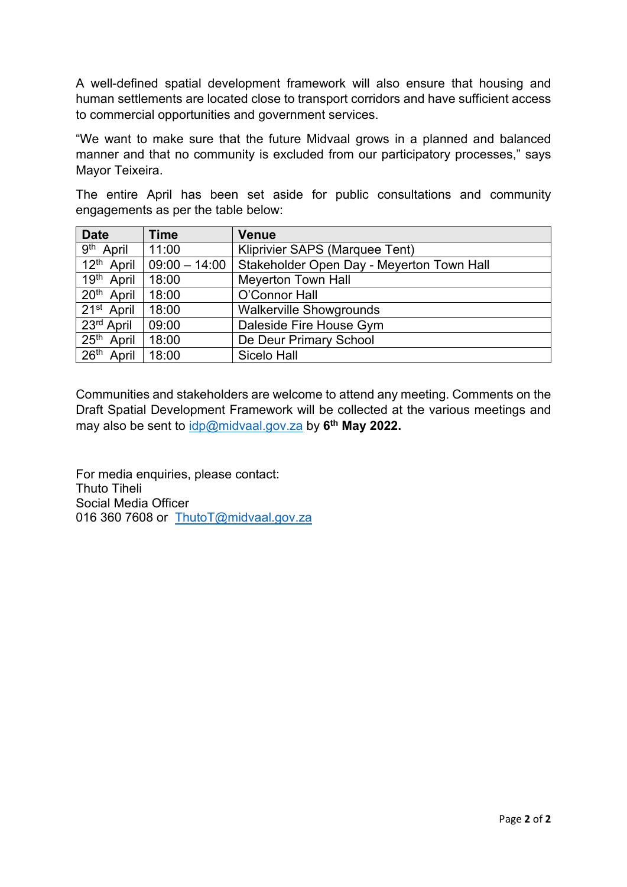A well-defined spatial development framework will also ensure that housing and human settlements are located close to transport corridors and have sufficient access to commercial opportunities and government services.

"We want to make sure that the future Midvaal grows in a planned and balanced manner and that no community is excluded from our participatory processes," says Mayor Teixeira.

The entire April has been set aside for public consultations and community engagements as per the table below:

| Date | Time | Venue |
|---|---|---|
| 9th April | 11:00 | Kliprivier SAPS (Marquee Tent) |
| 12th April | 09:00 – 14:00 | Stakeholder Open Day - Meyerton Town Hall |
| 19th April | 18:00 | Meyerton Town Hall |
| 20th April | 18:00 | O'Connor Hall |
| 21st April | 18:00 | Walkerville Showgrounds |
| 23rd April | 09:00 | Daleside Fire House Gym |
| 25th April | 18:00 | De Deur Primary School |
| 26th April | 18:00 | Sicelo Hall |

Communities and stakeholders are welcome to attend any meeting. Comments on the Draft Spatial Development Framework will be collected at the various meetings and may also be sent to idp@midvaal.gov.za by **6th May 2022.**

For media enquiries, please contact:
Thuto Tiheli
Social Media Officer
016 360 7608 or ThutoT@midvaal.gov.za